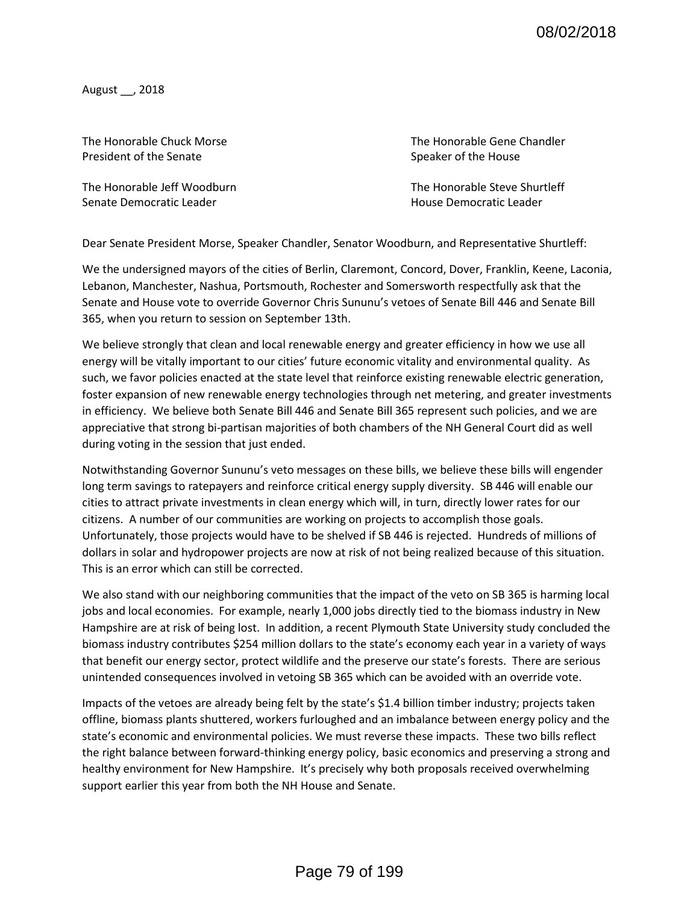August __, 2018

The Honorable Chuck Morse
President of the Senate

The Honorable Gene Chandler
Speaker of the House

The Honorable Jeff Woodburn
Senate Democratic Leader

The Honorable Steve Shurtleff
House Democratic Leader

Dear Senate President Morse, Speaker Chandler, Senator Woodburn, and Representative Shurtleff:

We the undersigned mayors of the cities of Berlin, Claremont, Concord, Dover, Franklin, Keene, Laconia, Lebanon, Manchester, Nashua, Portsmouth, Rochester and Somersworth respectfully ask that the Senate and House vote to override Governor Chris Sununu's vetoes of Senate Bill 446 and Senate Bill 365, when you return to session on September 13th.

We believe strongly that clean and local renewable energy and greater efficiency in how we use all energy will be vitally important to our cities' future economic vitality and environmental quality. As such, we favor policies enacted at the state level that reinforce existing renewable electric generation, foster expansion of new renewable energy technologies through net metering, and greater investments in efficiency. We believe both Senate Bill 446 and Senate Bill 365 represent such policies, and we are appreciative that strong bi-partisan majorities of both chambers of the NH General Court did as well during voting in the session that just ended.

Notwithstanding Governor Sununu's veto messages on these bills, we believe these bills will engender long term savings to ratepayers and reinforce critical energy supply diversity. SB 446 will enable our cities to attract private investments in clean energy which will, in turn, directly lower rates for our citizens. A number of our communities are working on projects to accomplish those goals. Unfortunately, those projects would have to be shelved if SB 446 is rejected. Hundreds of millions of dollars in solar and hydropower projects are now at risk of not being realized because of this situation. This is an error which can still be corrected.

We also stand with our neighboring communities that the impact of the veto on SB 365 is harming local jobs and local economies. For example, nearly 1,000 jobs directly tied to the biomass industry in New Hampshire are at risk of being lost. In addition, a recent Plymouth State University study concluded the biomass industry contributes $254 million dollars to the state's economy each year in a variety of ways that benefit our energy sector, protect wildlife and the preserve our state's forests. There are serious unintended consequences involved in vetoing SB 365 which can be avoided with an override vote.

Impacts of the vetoes are already being felt by the state's $1.4 billion timber industry; projects taken offline, biomass plants shuttered, workers furloughed and an imbalance between energy policy and the state's economic and environmental policies. We must reverse these impacts. These two bills reflect the right balance between forward-thinking energy policy, basic economics and preserving a strong and healthy environment for New Hampshire. It's precisely why both proposals received overwhelming support earlier this year from both the NH House and Senate.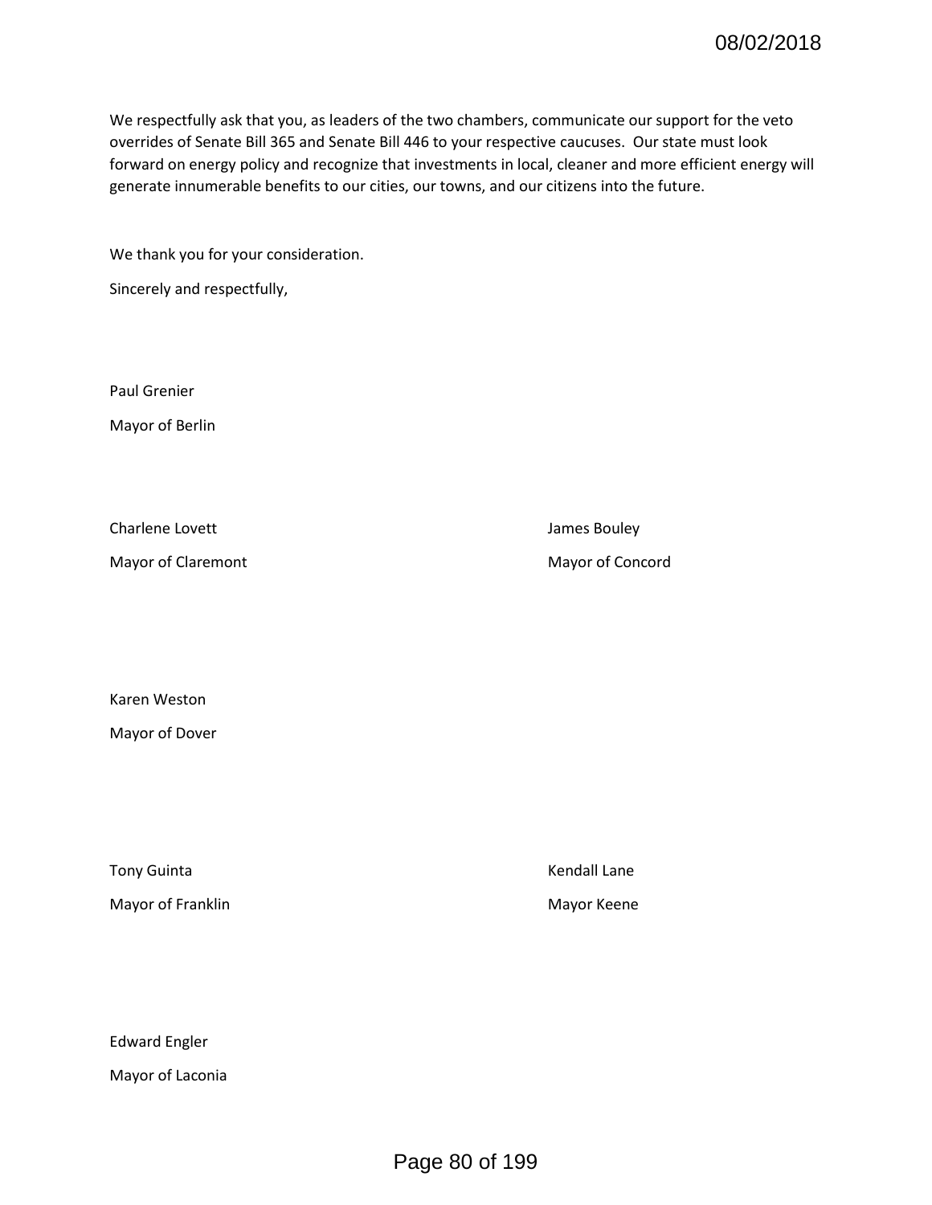We respectfully ask that you, as leaders of the two chambers, communicate our support for the veto overrides of Senate Bill 365 and Senate Bill 446 to your respective caucuses. Our state must look forward on energy policy and recognize that investments in local, cleaner and more efficient energy will generate innumerable benefits to our cities, our towns, and our citizens into the future.

We thank you for your consideration.

Sincerely and respectfully,

Paul Grenier

Mayor of Berlin

Charlene Lovett

Mayor of Claremont

James Bouley

Mayor of Concord

Karen Weston

Mayor of Dover

Tony Guinta

Mayor of Franklin

Kendall Lane

Mayor Keene

Edward Engler

Mayor of Laconia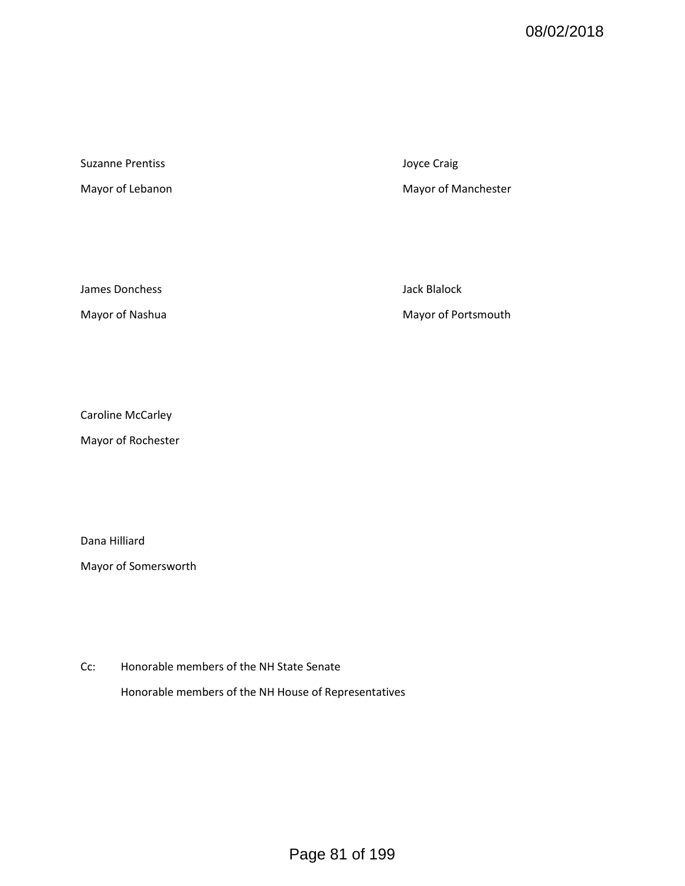Suzanne Prentiss

Mayor of Lebanon

Joyce Craig

Mayor of Manchester

James Donchess

Mayor of Nashua

Jack Blalock

Mayor of Portsmouth

Caroline McCarley

Mayor of Rochester

Dana Hilliard

Mayor of Somersworth

Cc: Honorable members of the NH State Senate

Honorable members of the NH House of Representatives